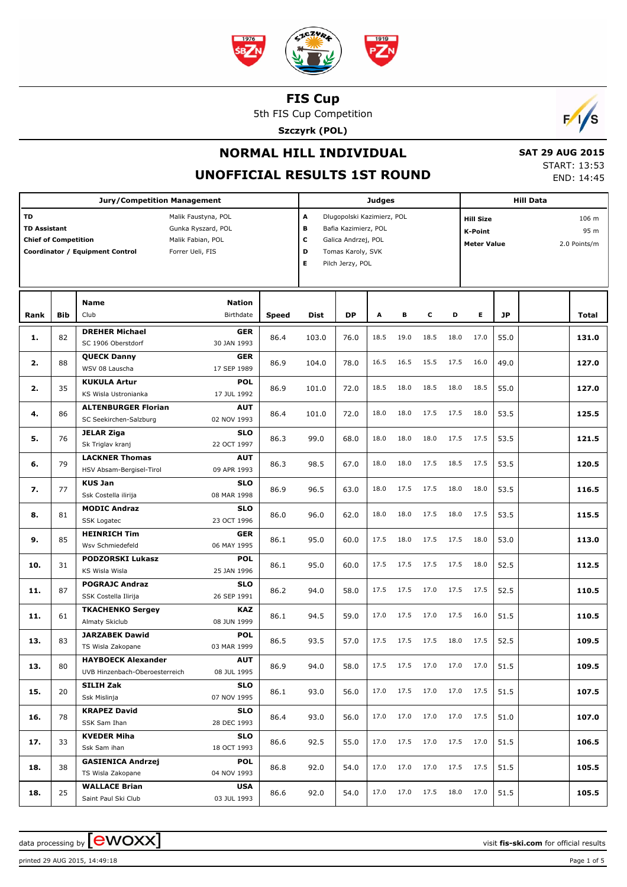# FIS Cup

5th FIS Cup Competition

**Szczyrk (POL)**

## NORMAL HILL INDIVIDUAL

## UNOFFICIAL RESULTS 1ST ROUND

**SAT 29 AUG 2015**

START: 13:53

END: 14:45

| Jury/Competition Management | |
|---|---|
| TD | Malik Faustyna, POL |
| TD Assistant | Gunka Ryszard, POL |
| Chief of Competition | Malik Fabian, POL |
| Coordinator / Equipment Control | Forrer Ueli, FIS |

| Judges | |
|---|---|
| A | Dlugopolski Kazimierz, POL |
| B | Bafia Kazimierz, POL |
| C | Galica Andrzej, POL |
| D | Tomas Karoly, SVK |
| E | Pilch Jerzy, POL |

| Hill Data | |
|---|---|
| Hill Size | 106 m |
| K-Point | 95 m |
| Meter Value | 2.0 Points/m |

| Rank | Bib | Name / Club | Nation / Birthdate | Speed | Dist | DP | A | B | C | D | E | JP | Total |
|---|---|---|---|---|---|---|---|---|---|---|---|---|---|
| 1. | 82 | **DREHER Michael** SC 1906 Oberstdorf | **GER** 30 JAN 1993 | 86.4 | 103.0 | 76.0 | 18.5 | 19.0 | 18.5 | 18.0 | 17.0 | 55.0 | **131.0** |
| 2. | 88 | **QUECK Danny** WSV 08 Lauscha | **GER** 17 SEP 1989 | 86.9 | 104.0 | 78.0 | 16.5 | 16.5 | 15.5 | 17.5 | 16.0 | 49.0 | **127.0** |
| 2. | 35 | **KUKULA Artur** KS Wisla Ustronianka | **POL** 17 JUL 1992 | 86.9 | 101.0 | 72.0 | 18.5 | 18.0 | 18.5 | 18.0 | 18.5 | 55.0 | **127.0** |
| 4. | 86 | **ALTENBURGER Florian** SC Seekirchen-Salzburg | **AUT** 02 NOV 1993 | 86.4 | 101.0 | 72.0 | 18.0 | 18.0 | 17.5 | 17.5 | 18.0 | 53.5 | **125.5** |
| 5. | 76 | **JELAR Ziga** Sk Triglav kranj | **SLO** 22 OCT 1997 | 86.3 | 99.0 | 68.0 | 18.0 | 18.0 | 18.0 | 17.5 | 17.5 | 53.5 | **121.5** |
| 6. | 79 | **LACKNER Thomas** HSV Absam-Bergisel-Tirol | **AUT** 09 APR 1993 | 86.3 | 98.5 | 67.0 | 18.0 | 18.0 | 17.5 | 18.5 | 17.5 | 53.5 | **120.5** |
| 7. | 77 | **KUS Jan** Ssk Costella ilirija | **SLO** 08 MAR 1998 | 86.9 | 96.5 | 63.0 | 18.0 | 17.5 | 17.5 | 18.0 | 18.0 | 53.5 | **116.5** |
| 8. | 81 | **MODIC Andraz** SSK Logatec | **SLO** 23 OCT 1996 | 86.0 | 96.0 | 62.0 | 18.0 | 18.0 | 17.5 | 18.0 | 17.5 | 53.5 | **115.5** |
| 9. | 85 | **HEINRICH Tim** Wsv Schmiedefeld | **GER** 06 MAY 1995 | 86.1 | 95.0 | 60.0 | 17.5 | 18.0 | 17.5 | 17.5 | 18.0 | 53.0 | **113.0** |
| 10. | 31 | **PODZORSKI Lukasz** KS Wisla Wisla | **POL** 25 JAN 1996 | 86.1 | 95.0 | 60.0 | 17.5 | 17.5 | 17.5 | 17.5 | 18.0 | 52.5 | **112.5** |
| 11. | 87 | **POGRAJC Andraz** SSK Costella Ilirija | **SLO** 26 SEP 1991 | 86.2 | 94.0 | 58.0 | 17.5 | 17.5 | 17.0 | 17.5 | 17.5 | 52.5 | **110.5** |
| 11. | 61 | **TKACHENKO Sergey** Almaty Skiclub | **KAZ** 08 JUN 1999 | 86.1 | 94.5 | 59.0 | 17.0 | 17.5 | 17.0 | 17.5 | 16.0 | 51.5 | **110.5** |
| 13. | 83 | **JARZABEK Dawid** TS Wisla Zakopane | **POL** 03 MAR 1999 | 86.5 | 93.5 | 57.0 | 17.5 | 17.5 | 17.5 | 18.0 | 17.5 | 52.5 | **109.5** |
| 13. | 80 | **HAYBOECK Alexander** UVB Hinzenbach-Oberoesterreich | **AUT** 08 JUL 1995 | 86.9 | 94.0 | 58.0 | 17.5 | 17.5 | 17.0 | 17.0 | 17.0 | 51.5 | **109.5** |
| 15. | 20 | **SILIH Zak** Ssk Mislinja | **SLO** 07 NOV 1995 | 86.1 | 93.0 | 56.0 | 17.0 | 17.5 | 17.0 | 17.0 | 17.5 | 51.5 | **107.5** |
| 16. | 78 | **KRAPEZ David** SSK Sam Ihan | **SLO** 28 DEC 1993 | 86.4 | 93.0 | 56.0 | 17.0 | 17.0 | 17.0 | 17.0 | 17.5 | 51.0 | **107.0** |
| 17. | 33 | **KVEDER Miha** Ssk Sam ihan | **SLO** 18 OCT 1993 | 86.6 | 92.5 | 55.0 | 17.0 | 17.5 | 17.0 | 17.5 | 17.0 | 51.5 | **106.5** |
| 18. | 38 | **GASIENICA Andrzej** TS Wisla Zakopane | **POL** 04 NOV 1993 | 86.8 | 92.0 | 54.0 | 17.0 | 17.0 | 17.0 | 17.5 | 17.5 | 51.5 | **105.5** |
| 18. | 25 | **WALLACE Brian** Saint Paul Ski Club | **USA** 03 JUL 1993 | 86.6 | 92.0 | 54.0 | 17.0 | 17.0 | 17.5 | 18.0 | 17.0 | 51.5 | **105.5** |

data processing by ewoxx — visit fis-ski.com for official results

printed 29 AUG 2015, 14:49:18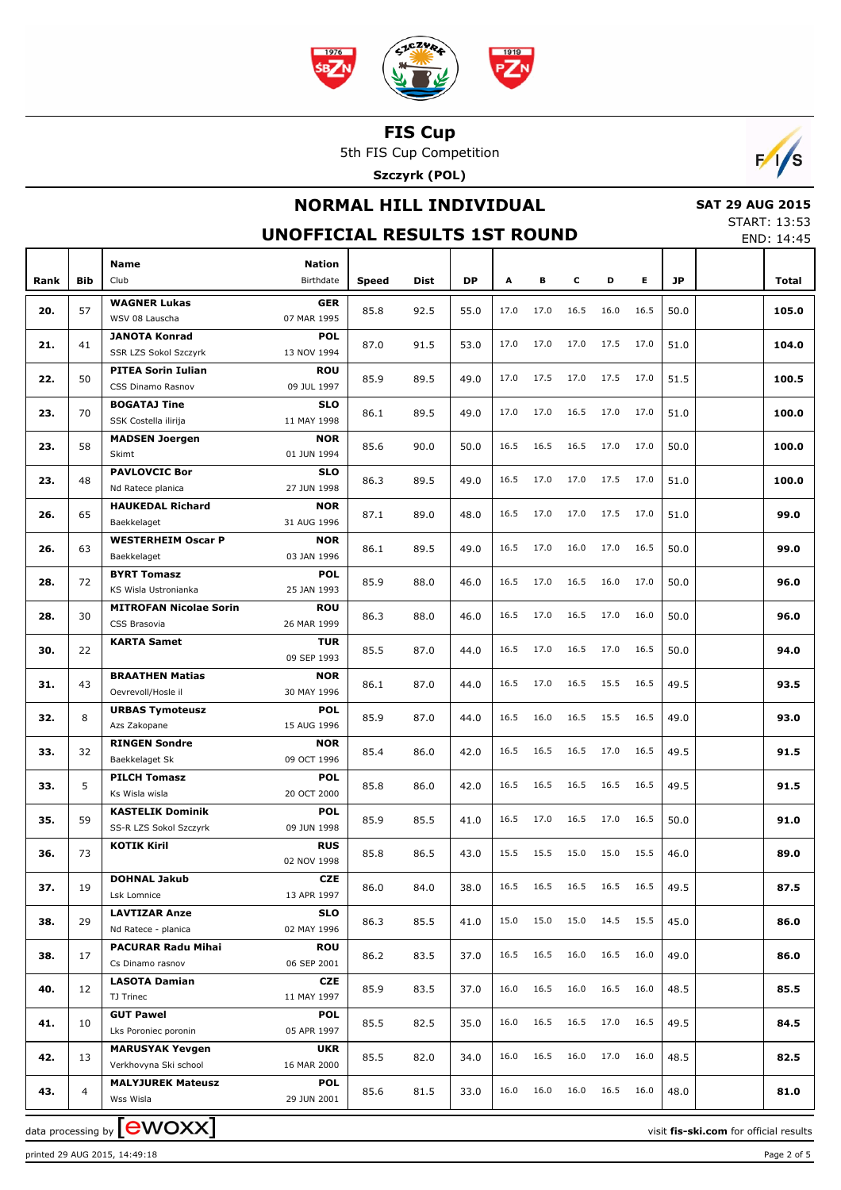# FIS Cup

5th FIS Cup Competition

**Szczyrk (POL)**

## NORMAL HILL INDIVIDUAL

## UNOFFICIAL RESULTS 1ST ROUND

**SAT 29 AUG 2015**

START: 13:53

END: 14:45

| Rank | Bib | Name / Club | Nation / Birthdate | Speed | Dist | DP | A | B | C | D | E | JP | | Total |
|---|---|---|---|---|---|---|---|---|---|---|---|---|---|---|
| **20.** | 57 | **WAGNER Lukas** WSV 08 Lauscha | **GER** 07 MAR 1995 | 85.8 | 92.5 | 55.0 | 17.0 | 17.0 | 16.5 | 16.0 | 16.5 | 50.0 | | **105.0** |
| **21.** | 41 | **JANOTA Konrad** SSR LZS Sokol Szczyrk | **POL** 13 NOV 1994 | 87.0 | 91.5 | 53.0 | 17.0 | 17.0 | 17.0 | 17.5 | 17.0 | 51.0 | | **104.0** |
| **22.** | 50 | **PITEA Sorin Iulian** CSS Dinamo Rasnov | **ROU** 09 JUL 1997 | 85.9 | 89.5 | 49.0 | 17.0 | 17.5 | 17.0 | 17.5 | 17.0 | 51.5 | | **100.5** |
| **23.** | 70 | **BOGATAJ Tine** SSK Costella ilirija | **SLO** 11 MAY 1998 | 86.1 | 89.5 | 49.0 | 17.0 | 17.0 | 16.5 | 17.0 | 17.0 | 51.0 | | **100.0** |
| **23.** | 58 | **MADSEN Joergen** Skimt | **NOR** 01 JUN 1994 | 85.6 | 90.0 | 50.0 | 16.5 | 16.5 | 16.5 | 17.0 | 17.0 | 50.0 | | **100.0** |
| **23.** | 48 | **PAVLOVCIC Bor** Nd Ratece planica | **SLO** 27 JUN 1998 | 86.3 | 89.5 | 49.0 | 16.5 | 17.0 | 17.0 | 17.5 | 17.0 | 51.0 | | **100.0** |
| **26.** | 65 | **HAUKEDAL Richard** Baekkelaget | **NOR** 31 AUG 1996 | 87.1 | 89.0 | 48.0 | 16.5 | 17.0 | 17.0 | 17.5 | 17.0 | 51.0 | | **99.0** |
| **26.** | 63 | **WESTERHEIM Oscar P** Baekkelaget | **NOR** 03 JAN 1996 | 86.1 | 89.5 | 49.0 | 16.5 | 17.0 | 16.0 | 17.0 | 16.5 | 50.0 | | **99.0** |
| **28.** | 72 | **BYRT Tomasz** KS Wisla Ustronianka | **POL** 25 JAN 1993 | 85.9 | 88.0 | 46.0 | 16.5 | 17.0 | 16.5 | 16.0 | 17.0 | 50.0 | | **96.0** |
| **28.** | 30 | **MITROFAN Nicolae Sorin** CSS Brasovia | **ROU** 26 MAR 1999 | 86.3 | 88.0 | 46.0 | 16.5 | 17.0 | 16.5 | 17.0 | 16.0 | 50.0 | | **96.0** |
| **30.** | 22 | **KARTA Samet** | **TUR** 09 SEP 1993 | 85.5 | 87.0 | 44.0 | 16.5 | 17.0 | 16.5 | 17.0 | 16.5 | 50.0 | | **94.0** |
| **31.** | 43 | **BRAATHEN Matias** Oevrevoll/Hosle il | **NOR** 30 MAY 1996 | 86.1 | 87.0 | 44.0 | 16.5 | 17.0 | 16.5 | 15.5 | 16.5 | 49.5 | | **93.5** |
| **32.** | 8 | **URBAS Tymoteusz** Azs Zakopane | **POL** 15 AUG 1996 | 85.9 | 87.0 | 44.0 | 16.5 | 16.0 | 16.5 | 15.5 | 16.5 | 49.0 | | **93.0** |
| **33.** | 32 | **RINGEN Sondre** Baekkelaget Sk | **NOR** 09 OCT 1996 | 85.4 | 86.0 | 42.0 | 16.5 | 16.5 | 16.5 | 17.0 | 16.5 | 49.5 | | **91.5** |
| **33.** | 5 | **PILCH Tomasz** Ks Wisla wisla | **POL** 20 OCT 2000 | 85.8 | 86.0 | 42.0 | 16.5 | 16.5 | 16.5 | 16.5 | 16.5 | 49.5 | | **91.5** |
| **35.** | 59 | **KASTELIK Dominik** SS-R LZS Sokol Szczyrk | **POL** 09 JUN 1998 | 85.9 | 85.5 | 41.0 | 16.5 | 17.0 | 16.5 | 17.0 | 16.5 | 50.0 | | **91.0** |
| **36.** | 73 | **KOTIK Kiril** | **RUS** 02 NOV 1998 | 85.8 | 86.5 | 43.0 | 15.5 | 15.5 | 15.0 | 15.0 | 15.5 | 46.0 | | **89.0** |
| **37.** | 19 | **DOHNAL Jakub** Lsk Lomnice | **CZE** 13 APR 1997 | 86.0 | 84.0 | 38.0 | 16.5 | 16.5 | 16.5 | 16.5 | 16.5 | 49.5 | | **87.5** |
| **38.** | 29 | **LAVTIZAR Anze** Nd Ratece - planica | **SLO** 02 MAY 1996 | 86.3 | 85.5 | 41.0 | 15.0 | 15.0 | 15.0 | 14.5 | 15.5 | 45.0 | | **86.0** |
| **38.** | 17 | **PACURAR Radu Mihai** Cs Dinamo rasnov | **ROU** 06 SEP 2001 | 86.2 | 83.5 | 37.0 | 16.5 | 16.5 | 16.0 | 16.5 | 16.0 | 49.0 | | **86.0** |
| **40.** | 12 | **LASOTA Damian** TJ Trinec | **CZE** 11 MAY 1997 | 85.9 | 83.5 | 37.0 | 16.0 | 16.5 | 16.0 | 16.5 | 16.0 | 48.5 | | **85.5** |
| **41.** | 10 | **GUT Pawel** Lks Poroniec poronin | **POL** 05 APR 1997 | 85.5 | 82.5 | 35.0 | 16.0 | 16.5 | 16.5 | 17.0 | 16.5 | 49.5 | | **84.5** |
| **42.** | 13 | **MARUSYAK Yevgen** Verkhovyna Ski school | **UKR** 16 MAR 2000 | 85.5 | 82.0 | 34.0 | 16.0 | 16.5 | 16.0 | 17.0 | 16.0 | 48.5 | | **82.5** |
| **43.** | 4 | **MALYJUREK Mateusz** Wss Wisla | **POL** 29 JUN 2001 | 85.6 | 81.5 | 33.0 | 16.0 | 16.0 | 16.0 | 16.5 | 16.0 | 48.0 | | **81.0** |

data processing by ewoxx

visit **fis-ski.com** for official results

printed 29 AUG 2015, 14:49:18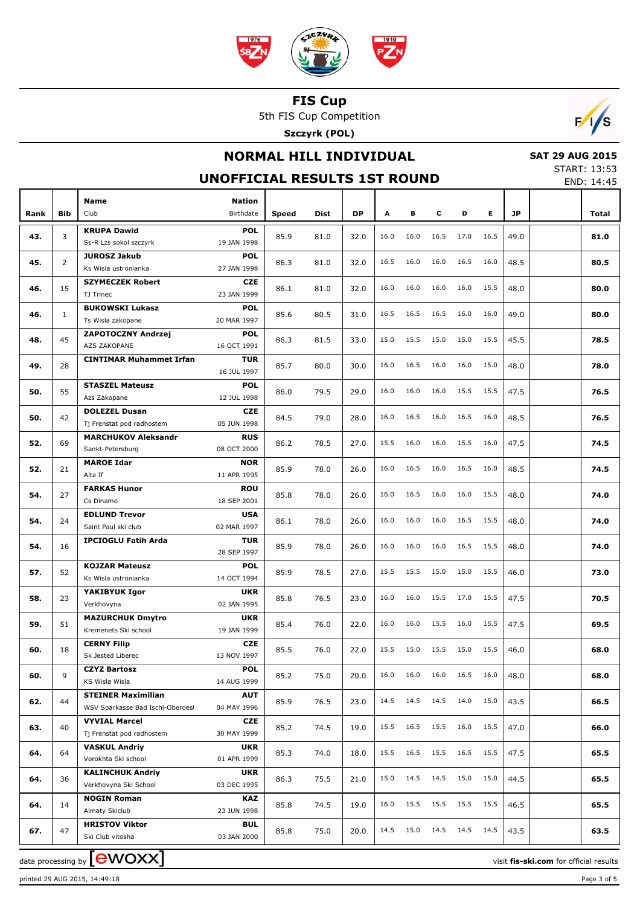# FIS Cup

5th FIS Cup Competition

**Szczyrk (POL)**

## NORMAL HILL INDIVIDUAL

## UNOFFICIAL RESULTS 1ST ROUND

**SAT 29 AUG 2015**

START: 13:53

END: 14:45

| Rank | Bib | Name / Club | Nation / Birthdate | Speed | Dist | DP | A | B | C | D | E | JP | | Total |
|---|---|---|---|---|---|---|---|---|---|---|---|---|---|---|
| **43.** | 3 | **KRUPA Dawid** Ss-R Lzs sokol szczyrk | **POL** 19 JAN 1998 | 85.9 | 81.0 | 32.0 | 16.0 | 16.0 | 16.5 | 17.0 | 16.5 | 49.0 | | **81.0** |
| **45.** | 2 | **JUROSZ Jakub** Ks Wisla ustronianka | **POL** 27 JAN 1998 | 86.3 | 81.0 | 32.0 | 16.5 | 16.0 | 16.0 | 16.5 | 16.0 | 48.5 | | **80.5** |
| **46.** | 15 | **SZYMECZEK Robert** TJ Trinec | **CZE** 23 JAN 1999 | 86.1 | 81.0 | 32.0 | 16.0 | 16.0 | 16.0 | 16.0 | 15.5 | 48.0 | | **80.0** |
| **46.** | 1 | **BUKOWSKI Lukasz** Ts Wisla zakopane | **POL** 20 MAR 1997 | 85.6 | 80.5 | 31.0 | 16.5 | 16.5 | 16.5 | 16.0 | 16.0 | 49.0 | | **80.0** |
| **48.** | 45 | **ZAPOTOCZNY Andrzej** AZS ZAKOPANE | **POL** 16 OCT 1991 | 86.3 | 81.5 | 33.0 | 15.0 | 15.5 | 15.0 | 15.0 | 15.5 | 45.5 | | **78.5** |
| **49.** | 28 | **CINTIMAR Muhammet Irfan** | **TUR** 16 JUL 1997 | 85.7 | 80.0 | 30.0 | 16.0 | 16.5 | 16.0 | 16.0 | 15.0 | 48.0 | | **78.0** |
| **50.** | 55 | **STASZEL Mateusz** Azs Zakopane | **POL** 12 JUL 1998 | 86.0 | 79.5 | 29.0 | 16.0 | 16.0 | 16.0 | 15.5 | 15.5 | 47.5 | | **76.5** |
| **50.** | 42 | **DOLEZEL Dusan** Tj Frenstat pod radhostem | **CZE** 05 JUN 1998 | 84.5 | 79.0 | 28.0 | 16.0 | 16.5 | 16.0 | 16.5 | 16.0 | 48.5 | | **76.5** |
| **52.** | 69 | **MARCHUKOV Aleksandr** Sankt-Petersburg | **RUS** 08 OCT 2000 | 86.2 | 78.5 | 27.0 | 15.5 | 16.0 | 16.0 | 15.5 | 16.0 | 47.5 | | **74.5** |
| **52.** | 21 | **MAROE Idar** Alta If | **NOR** 11 APR 1995 | 85.9 | 78.0 | 26.0 | 16.0 | 16.5 | 16.0 | 16.5 | 16.0 | 48.5 | | **74.5** |
| **54.** | 27 | **FARKAS Hunor** Cs Dinamo | **ROU** 18 SEP 2001 | 85.8 | 78.0 | 26.0 | 16.0 | 16.5 | 16.0 | 16.0 | 15.5 | 48.0 | | **74.0** |
| **54.** | 24 | **EDLUND Trevor** Saint Paul ski club | **USA** 02 MAR 1997 | 86.1 | 78.0 | 26.0 | 16.0 | 16.0 | 16.0 | 16.5 | 15.5 | 48.0 | | **74.0** |
| **54.** | 16 | **IPCIOGLU Fatih Arda** | **TUR** 28 SEP 1997 | 85.9 | 78.0 | 26.0 | 16.0 | 16.0 | 16.0 | 16.5 | 15.5 | 48.0 | | **74.0** |
| **57.** | 52 | **KOJZAR Mateusz** Ks Wisla ustronianka | **POL** 14 OCT 1994 | 85.9 | 78.5 | 27.0 | 15.5 | 15.5 | 15.0 | 15.0 | 15.5 | 46.0 | | **73.0** |
| **58.** | 23 | **YAKIBYUK Igor** Verkhovyna | **UKR** 02 JAN 1995 | 85.8 | 76.5 | 23.0 | 16.0 | 16.0 | 15.5 | 17.0 | 15.5 | 47.5 | | **70.5** |
| **59.** | 51 | **MAZURCHUK Dmytro** Kremenets Ski school | **UKR** 19 JAN 1999 | 85.4 | 76.0 | 22.0 | 16.0 | 16.0 | 15.5 | 16.0 | 15.5 | 47.5 | | **69.5** |
| **60.** | 18 | **CERNY Filip** Sk Jested Liberec | **CZE** 13 NOV 1997 | 85.5 | 76.0 | 22.0 | 15.5 | 15.0 | 15.5 | 15.0 | 15.5 | 46.0 | | **68.0** |
| **60.** | 9 | **CZYZ Bartosz** KS Wisla Wisla | **POL** 14 AUG 1999 | 85.2 | 75.0 | 20.0 | 16.0 | 16.0 | 16.0 | 16.5 | 16.0 | 48.0 | | **68.0** |
| **62.** | 44 | **STEINER Maximilian** WSV Sparkasse Bad Ischl-Oberoest | **AUT** 04 MAY 1996 | 85.9 | 76.5 | 23.0 | 14.5 | 14.5 | 14.5 | 14.0 | 15.0 | 43.5 | | **66.5** |
| **63.** | 40 | **VYVIAL Marcel** Tj Frenstat pod radhostem | **CZE** 30 MAY 1999 | 85.2 | 74.5 | 19.0 | 15.5 | 16.5 | 15.5 | 16.0 | 15.5 | 47.0 | | **66.0** |
| **64.** | 64 | **VASKUL Andriy** Vorokhta Ski school | **UKR** 01 APR 1999 | 85.3 | 74.0 | 18.0 | 15.5 | 16.5 | 15.5 | 16.5 | 15.5 | 47.5 | | **65.5** |
| **64.** | 36 | **KALINCHUK Andriy** Verkhovyna Ski School | **UKR** 03 DEC 1995 | 86.3 | 75.5 | 21.0 | 15.0 | 14.5 | 14.5 | 15.0 | 15.0 | 44.5 | | **65.5** |
| **64.** | 14 | **NOGIN Roman** Almaty Skiclub | **KAZ** 23 JUN 1998 | 85.8 | 74.5 | 19.0 | 16.0 | 15.5 | 15.5 | 15.5 | 15.5 | 46.5 | | **65.5** |
| **67.** | 47 | **HRISTOV Viktor** Ski Club vitosha | **BUL** 03 JAN 2000 | 85.8 | 75.0 | 20.0 | 14.5 | 15.0 | 14.5 | 14.5 | 14.5 | 43.5 | | **63.5** |

data processing by ewoxx

visit **fis-ski.com** for official results

printed 29 AUG 2015, 14:49:18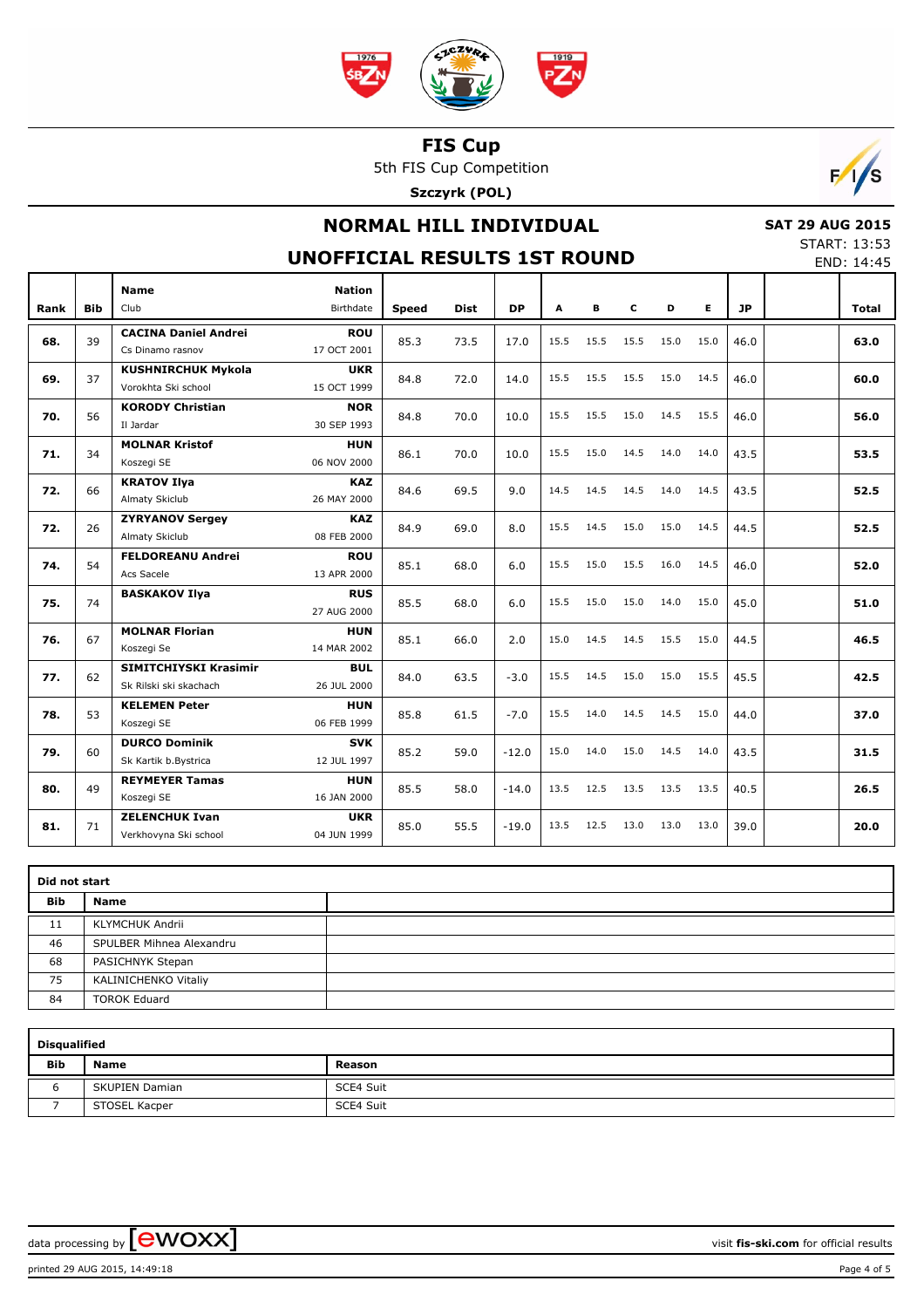# FIS Cup

5th FIS Cup Competition

**Szczyrk (POL)**

## NORMAL HILL INDIVIDUAL

## UNOFFICIAL RESULTS 1ST ROUND

**SAT 29 AUG 2015**

START: 13:53

END: 14:45

| Rank | Bib | Name / Club | Nation / Birthdate | Speed | Dist | DP | A | B | C | D | E | JP | | Total |
|---|---|---|---|---|---|---|---|---|---|---|---|---|---|---|
| 68. | 39 | **CACINA Daniel Andrei** Cs Dinamo rasnov | **ROU** 17 OCT 2001 | 85.3 | 73.5 | 17.0 | 15.5 | 15.5 | 15.5 | 15.0 | 15.0 | 46.0 | | **63.0** |
| 69. | 37 | **KUSHNIRCHUK Mykola** Vorokhta Ski school | **UKR** 15 OCT 1999 | 84.8 | 72.0 | 14.0 | 15.5 | 15.5 | 15.5 | 15.0 | 14.5 | 46.0 | | **60.0** |
| 70. | 56 | **KORODY Christian** Il Jardar | **NOR** 30 SEP 1993 | 84.8 | 70.0 | 10.0 | 15.5 | 15.5 | 15.0 | 14.5 | 15.5 | 46.0 | | **56.0** |
| 71. | 34 | **MOLNAR Kristof** Koszegi SE | **HUN** 06 NOV 2000 | 86.1 | 70.0 | 10.0 | 15.5 | 15.0 | 14.5 | 14.0 | 14.0 | 43.5 | | **53.5** |
| 72. | 66 | **KRATOV Ilya** Almaty Skiclub | **KAZ** 26 MAY 2000 | 84.6 | 69.5 | 9.0 | 14.5 | 14.5 | 14.5 | 14.0 | 14.5 | 43.5 | | **52.5** |
| 72. | 26 | **ZYRYANOV Sergey** Almaty Skiclub | **KAZ** 08 FEB 2000 | 84.9 | 69.0 | 8.0 | 15.5 | 14.5 | 15.0 | 15.0 | 14.5 | 44.5 | | **52.5** |
| 74. | 54 | **FELDOREANU Andrei** Acs Sacele | **ROU** 13 APR 2000 | 85.1 | 68.0 | 6.0 | 15.5 | 15.0 | 15.5 | 16.0 | 14.5 | 46.0 | | **52.0** |
| 75. | 74 | **BASKAKOV Ilya** | **RUS** 27 AUG 2000 | 85.5 | 68.0 | 6.0 | 15.5 | 15.0 | 15.0 | 14.0 | 15.0 | 45.0 | | **51.0** |
| 76. | 67 | **MOLNAR Florian** Koszegi Se | **HUN** 14 MAR 2002 | 85.1 | 66.0 | 2.0 | 15.0 | 14.5 | 14.5 | 15.5 | 15.0 | 44.5 | | **46.5** |
| 77. | 62 | **SIMITCHIYSKI Krasimir** Sk Rilski ski skachach | **BUL** 26 JUL 2000 | 84.0 | 63.5 | -3.0 | 15.5 | 14.5 | 15.0 | 15.0 | 15.5 | 45.5 | | **42.5** |
| 78. | 53 | **KELEMEN Peter** Koszegi SE | **HUN** 06 FEB 1999 | 85.8 | 61.5 | -7.0 | 15.5 | 14.0 | 14.5 | 14.5 | 15.0 | 44.0 | | **37.0** |
| 79. | 60 | **DURCO Dominik** Sk Kartik b.Bystrica | **SVK** 12 JUL 1997 | 85.2 | 59.0 | -12.0 | 15.0 | 14.0 | 15.0 | 14.5 | 14.0 | 43.5 | | **31.5** |
| 80. | 49 | **REYMEYER Tamas** Koszegi SE | **HUN** 16 JAN 2000 | 85.5 | 58.0 | -14.0 | 13.5 | 12.5 | 13.5 | 13.5 | 13.5 | 40.5 | | **26.5** |
| 81. | 71 | **ZELENCHUK Ivan** Verkhovyna Ski school | **UKR** 04 JUN 1999 | 85.0 | 55.5 | -19.0 | 13.5 | 12.5 | 13.0 | 13.0 | 13.0 | 39.0 | | **20.0** |

**Did not start**

| Bib | Name | |
|---|---|---|
| 11 | KLYMCHUK Andrii | |
| 46 | SPULBER Mihnea Alexandru | |
| 68 | PASICHNYK Stepan | |
| 75 | KALINICHENKO Vitaliy | |
| 84 | TOROK Eduard | |

**Disqualified**

| Bib | Name | Reason |
|---|---|---|
| 6 | SKUPIEN Damian | SCE4 Suit |
| 7 | STOSEL Kacper | SCE4 Suit |

data processing by ewoxx — visit **fis-ski.com** for official results

printed 29 AUG 2015, 14:49:18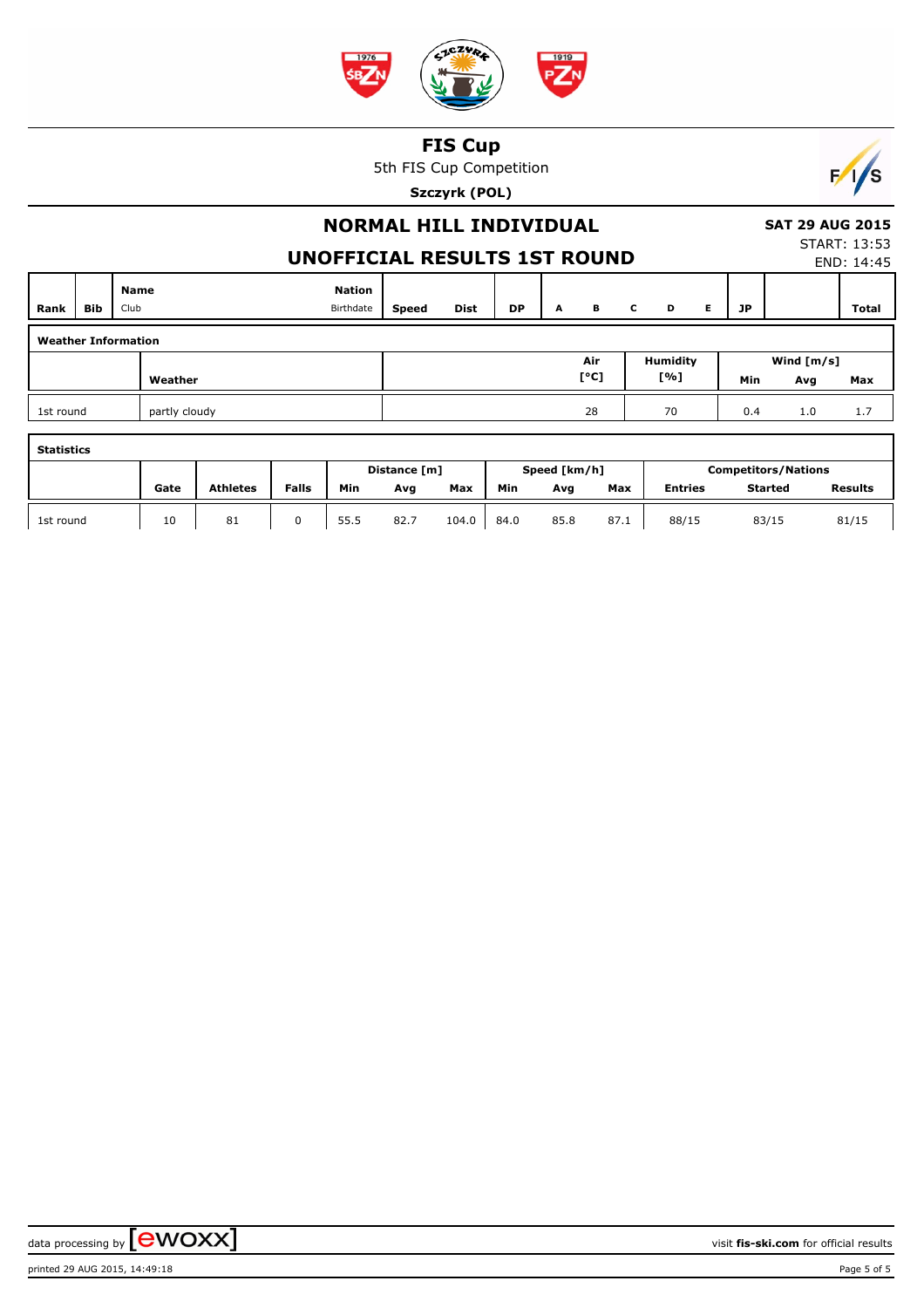# FIS Cup

5th FIS Cup Competition

**Szczyrk (POL)**

## NORMAL HILL INDIVIDUAL

**SAT 29 AUG 2015**

START: 13:53

END: 14:45

## UNOFFICIAL RESULTS 1ST ROUND

| Rank | Bib | Name<br>Club | Nation<br>Birthdate | Speed | Dist | DP | A | B | C | D | E | JP | | Total |
|---|---|---|---|---|---|---|---|---|---|---|---|---|---|---|

**Weather Information**

| | Weather | | Air [°C] | Humidity [%] | Wind [m/s] Min | Avg | Max |
|---|---|---|---|---|---|---|---|
| 1st round | partly cloudy | | 28 | 70 | 0.4 | 1.0 | 1.7 |

**Statistics**

| | Gate | Athletes | Falls | Distance [m] | | | Speed [km/h] | | | Competitors/Nations | | |
|---|---|---|---|---|---|---|---|---|---|---|---|---|
| | | | | Min | Avg | Max | Min | Avg | Max | Entries | Started | Results |
| 1st round | 10 | 81 | 0 | 55.5 | 82.7 | 104.0 | 84.0 | 85.8 | 87.1 | 88/15 | 83/15 | 81/15 |

data processing by [ewoxx]

visit **fis-ski.com** for official results

printed 29 AUG 2015, 14:49:18